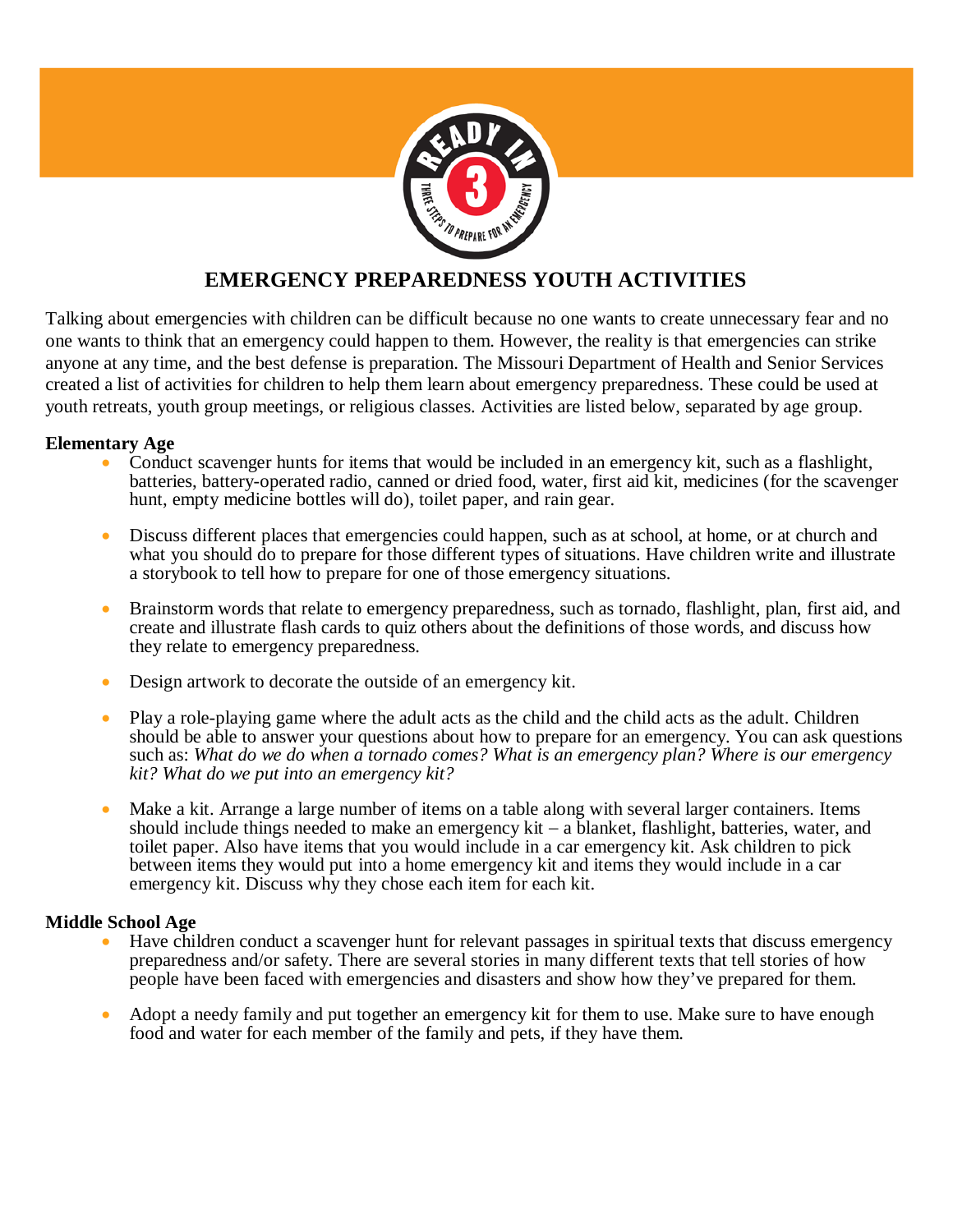# EMERGENCY PREPAREDNESS YOUTH ACTIVITIES

Talking about emergencies with children can be difficult because no one wants to create unnecessary fear and no one wants to think that an emergency could happen to them. However, the reality is that emergencies can strike anyone at any time, and the best defense is preparation. The Missouri Department of Health and Senior Services created a list of activities for children to help them learn about emergency preparedness. These could be used at youth retreats, youth group meetings, or religious classes. Activities are listed below, separated by age group.

**Elementary Age**

- Conduct scavenger hunts for items that would be included in an emergency kit, such as a flashlight, batteries, battery-operated radio, canned or dried food, water, first aid kit, medicines (for the scavenger hunt, empty medicine bottles will do), toilet paper, and rain gear.

- Discuss different places that emergencies could happen, such as at school, at home, or at church and what you should do to prepare for those different types of situations. Have children write and illustrate a storybook to tell how to prepare for one of those emergency situations.

- Brainstorm words that relate to emergency preparedness, such as tornado, flashlight, plan, first aid, and create and illustrate flash cards to quiz others about the definitions of those words, and discuss how they relate to emergency preparedness.

- Design artwork to decorate the outside of an emergency kit.

- Play a role-playing game where the adult acts as the child and the child acts as the adult. Children should be able to answer your questions about how to prepare for an emergency. You can ask questions such as: *What do we do when a tornado comes? What is an emergency plan? Where is our emergency kit? What do we put into an emergency kit?*

- Make a kit. Arrange a large number of items on a table along with several larger containers. Items should include things needed to make an emergency kit – a blanket, flashlight, batteries, water, and toilet paper. Also have items that you would include in a car emergency kit. Ask children to pick between items they would put into a home emergency kit and items they would include in a car emergency kit. Discuss why they chose each item for each kit.

**Middle School Age**

- Have children conduct a scavenger hunt for relevant passages in spiritual texts that discuss emergency preparedness and/or safety. There are several stories in many different texts that tell stories of how people have been faced with emergencies and disasters and show how they've prepared for them.

- Adopt a needy family and put together an emergency kit for them to use. Make sure to have enough food and water for each member of the family and pets, if they have them.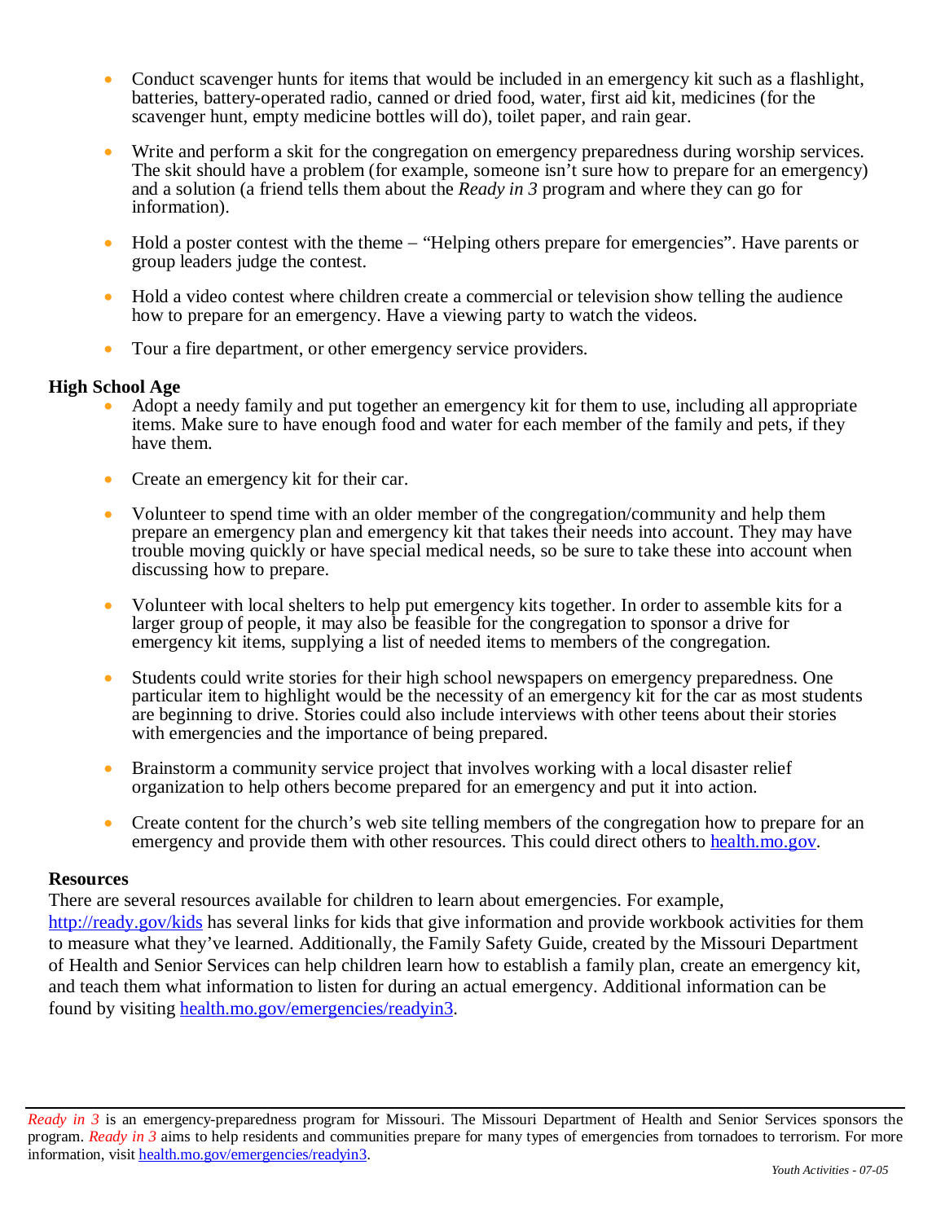- Conduct scavenger hunts for items that would be included in an emergency kit such as a flashlight, batteries, battery-operated radio, canned or dried food, water, first aid kit, medicines (for the scavenger hunt, empty medicine bottles will do), toilet paper, and rain gear.

- Write and perform a skit for the congregation on emergency preparedness during worship services. The skit should have a problem (for example, someone isn't sure how to prepare for an emergency) and a solution (a friend tells them about the *Ready in 3* program and where they can go for information).

- Hold a poster contest with the theme – "Helping others prepare for emergencies". Have parents or group leaders judge the contest.

- Hold a video contest where children create a commercial or television show telling the audience how to prepare for an emergency. Have a viewing party to watch the videos.

- Tour a fire department, or other emergency service providers.

**High School Age**

- Adopt a needy family and put together an emergency kit for them to use, including all appropriate items. Make sure to have enough food and water for each member of the family and pets, if they have them.

- Create an emergency kit for their car.

- Volunteer to spend time with an older member of the congregation/community and help them prepare an emergency plan and emergency kit that takes their needs into account. They may have trouble moving quickly or have special medical needs, so be sure to take these into account when discussing how to prepare.

- Volunteer with local shelters to help put emergency kits together. In order to assemble kits for a larger group of people, it may also be feasible for the congregation to sponsor a drive for emergency kit items, supplying a list of needed items to members of the congregation.

- Students could write stories for their high school newspapers on emergency preparedness. One particular item to highlight would be the necessity of an emergency kit for the car as most students are beginning to drive. Stories could also include interviews with other teens about their stories with emergencies and the importance of being prepared.

- Brainstorm a community service project that involves working with a local disaster relief organization to help others become prepared for an emergency and put it into action.

- Create content for the church's web site telling members of the congregation how to prepare for an emergency and provide them with other resources. This could direct others to [health.mo.gov](health.mo.gov).

**Resources**

There are several resources available for children to learn about emergencies. For example, [http://ready.gov/kids](http://ready.gov/kids) has several links for kids that give information and provide workbook activities for them to measure what they've learned. Additionally, the Family Safety Guide, created by the Missouri Department of Health and Senior Services can help children learn how to establish a family plan, create an emergency kit, and teach them what information to listen for during an actual emergency. Additional information can be found by visiting [health.mo.gov/emergencies/readyin3](health.mo.gov/emergencies/readyin3).

---

*Ready in 3* is an emergency-preparedness program for Missouri. The Missouri Department of Health and Senior Services sponsors the program. *Ready in 3* aims to help residents and communities prepare for many types of emergencies from tornadoes to terrorism. For more information, visit [health.mo.gov/emergencies/readyin3](health.mo.gov/emergencies/readyin3).

*Youth Activities - 07-05*